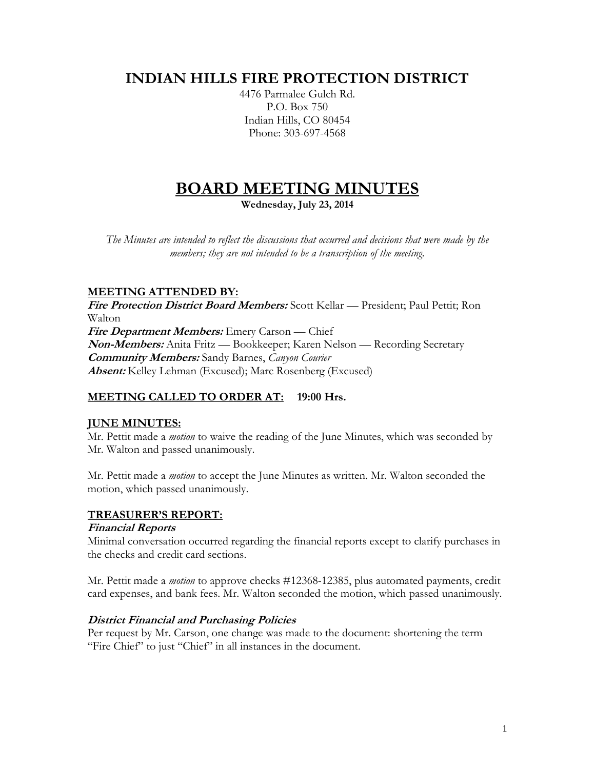# INDIAN HILLS FIRE PROTECTION DISTRICT

4476 Parmalee Gulch Rd.
P.O. Box 750
Indian Hills, CO 80454
Phone: 303-697-4568

# BOARD MEETING MINUTES

**Wednesday, July 23, 2014**

*The Minutes are intended to reflect the discussions that occurred and decisions that were made by the members; they are not intended to be a transcription of the meeting.*

## MEETING ATTENDED BY:

***Fire Protection District Board Members:*** Scott Kellar — President; Paul Pettit; Ron Walton
***Fire Department Members:*** Emery Carson — Chief
***Non-Members:*** Anita Fritz — Bookkeeper; Karen Nelson — Recording Secretary
***Community Members:*** Sandy Barnes, *Canyon Courier*
***Absent:*** Kelley Lehman (Excused); Marc Rosenberg (Excused)

## MEETING CALLED TO ORDER AT: 19:00 Hrs.

## JUNE MINUTES:

Mr. Pettit made a *motion* to waive the reading of the June Minutes, which was seconded by Mr. Walton and passed unanimously.

Mr. Pettit made a *motion* to accept the June Minutes as written. Mr. Walton seconded the motion, which passed unanimously.

## TREASURER'S REPORT:

### *Financial Reports*

Minimal conversation occurred regarding the financial reports except to clarify purchases in the checks and credit card sections.

Mr. Pettit made a *motion* to approve checks #12368-12385, plus automated payments, credit card expenses, and bank fees. Mr. Walton seconded the motion, which passed unanimously.

### *District Financial and Purchasing Policies*

Per request by Mr. Carson, one change was made to the document: shortening the term "Fire Chief" to just "Chief" in all instances in the document.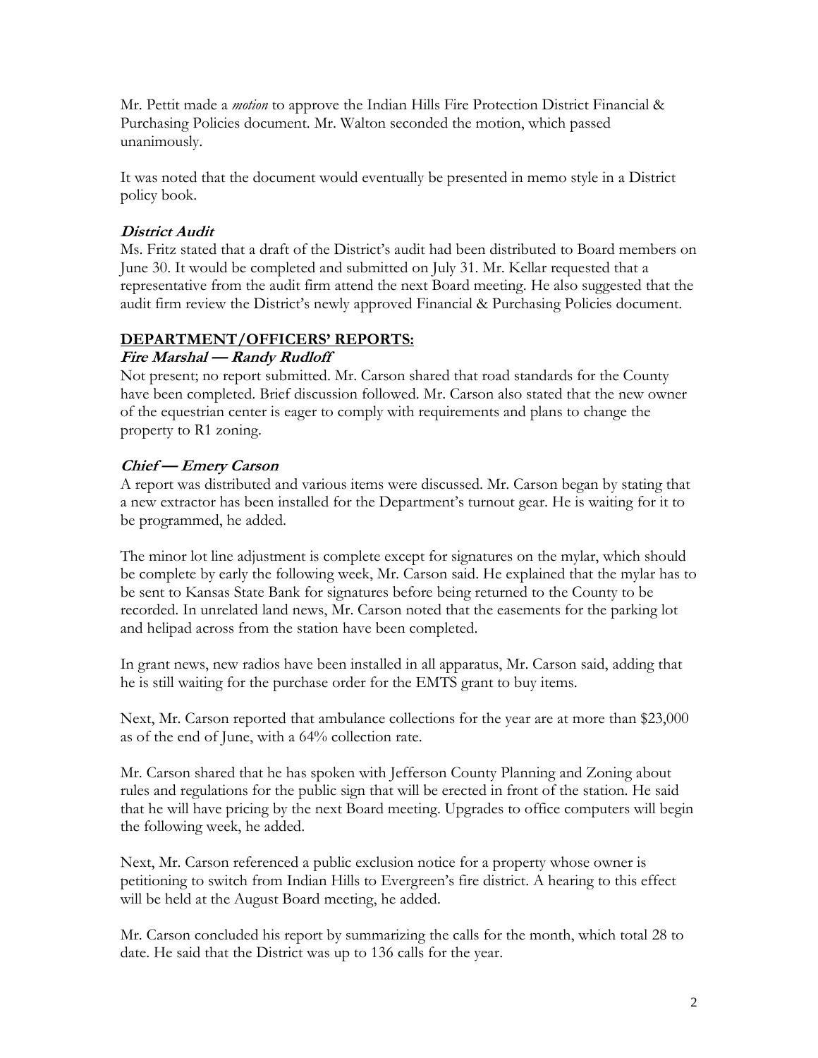Mr. Pettit made a *motion* to approve the Indian Hills Fire Protection District Financial & Purchasing Policies document. Mr. Walton seconded the motion, which passed unanimously.

It was noted that the document would eventually be presented in memo style in a District policy book.

### *District Audit*

Ms. Fritz stated that a draft of the District's audit had been distributed to Board members on June 30. It would be completed and submitted on July 31. Mr. Kellar requested that a representative from the audit firm attend the next Board meeting. He also suggested that the audit firm review the District's newly approved Financial & Purchasing Policies document.

## DEPARTMENT/OFFICERS' REPORTS:

### *Fire Marshal — Randy Rudloff*

Not present; no report submitted. Mr. Carson shared that road standards for the County have been completed. Brief discussion followed. Mr. Carson also stated that the new owner of the equestrian center is eager to comply with requirements and plans to change the property to R1 zoning.

### *Chief — Emery Carson*

A report was distributed and various items were discussed. Mr. Carson began by stating that a new extractor has been installed for the Department's turnout gear. He is waiting for it to be programmed, he added.

The minor lot line adjustment is complete except for signatures on the mylar, which should be complete by early the following week, Mr. Carson said. He explained that the mylar has to be sent to Kansas State Bank for signatures before being returned to the County to be recorded. In unrelated land news, Mr. Carson noted that the easements for the parking lot and helipad across from the station have been completed.

In grant news, new radios have been installed in all apparatus, Mr. Carson said, adding that he is still waiting for the purchase order for the EMTS grant to buy items.

Next, Mr. Carson reported that ambulance collections for the year are at more than $23,000 as of the end of June, with a 64% collection rate.

Mr. Carson shared that he has spoken with Jefferson County Planning and Zoning about rules and regulations for the public sign that will be erected in front of the station. He said that he will have pricing by the next Board meeting. Upgrades to office computers will begin the following week, he added.

Next, Mr. Carson referenced a public exclusion notice for a property whose owner is petitioning to switch from Indian Hills to Evergreen's fire district. A hearing to this effect will be held at the August Board meeting, he added.

Mr. Carson concluded his report by summarizing the calls for the month, which total 28 to date. He said that the District was up to 136 calls for the year.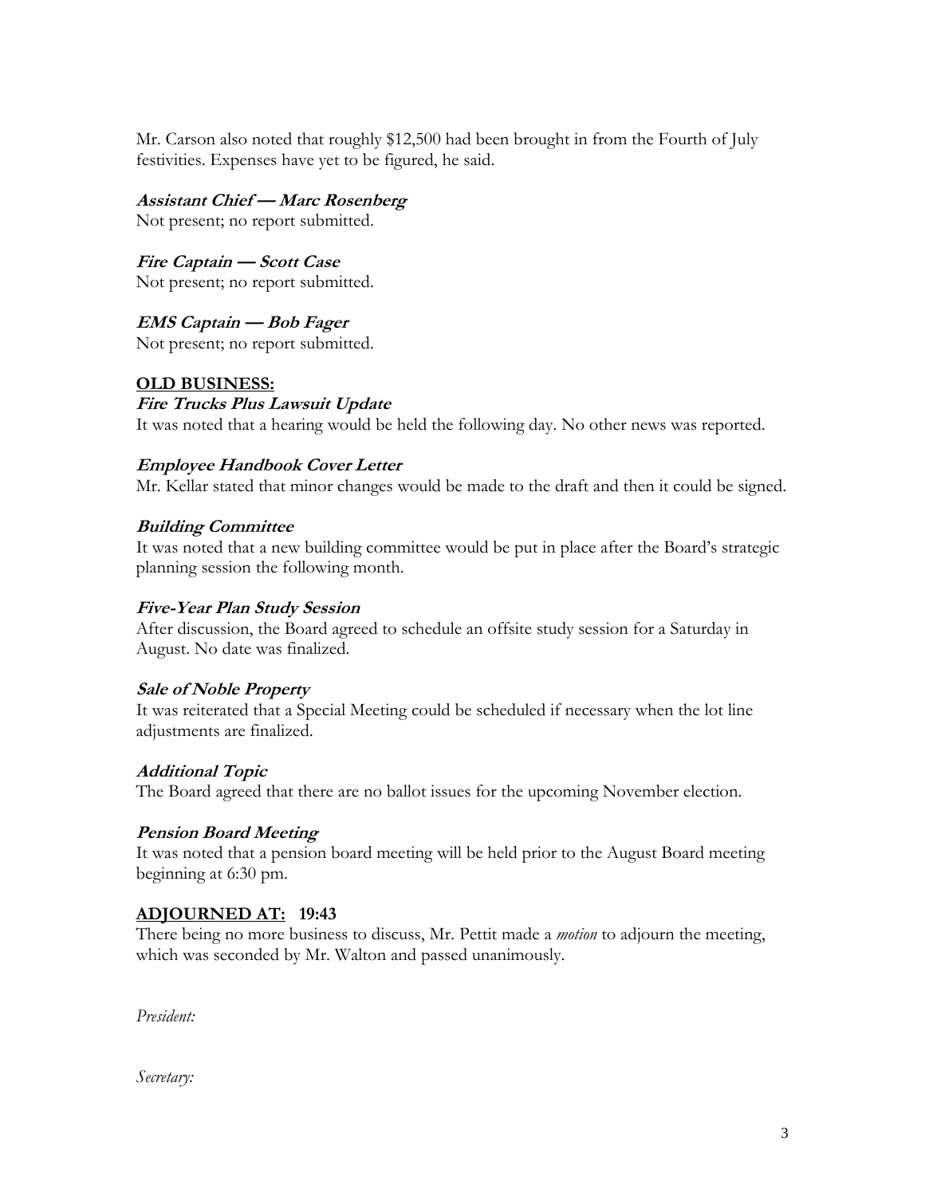Mr. Carson also noted that roughly $12,500 had been brought in from the Fourth of July festivities. Expenses have yet to be figured, he said.

***Assistant Chief — Marc Rosenberg***
Not present; no report submitted.

***Fire Captain — Scott Case***
Not present; no report submitted.

***EMS Captain — Bob Fager***
Not present; no report submitted.

## OLD BUSINESS:

***Fire Trucks Plus Lawsuit Update***
It was noted that a hearing would be held the following day. No other news was reported.

***Employee Handbook Cover Letter***
Mr. Kellar stated that minor changes would be made to the draft and then it could be signed.

***Building Committee***
It was noted that a new building committee would be put in place after the Board's strategic planning session the following month.

***Five-Year Plan Study Session***
After discussion, the Board agreed to schedule an offsite study session for a Saturday in August. No date was finalized.

***Sale of Noble Property***
It was reiterated that a Special Meeting could be scheduled if necessary when the lot line adjustments are finalized.

***Additional Topic***
The Board agreed that there are no ballot issues for the upcoming November election.

***Pension Board Meeting***
It was noted that a pension board meeting will be held prior to the August Board meeting beginning at 6:30 pm.

## ADJOURNED AT: 19:43

There being no more business to discuss, Mr. Pettit made a *motion* to adjourn the meeting, which was seconded by Mr. Walton and passed unanimously.

*President:*

*Secretary:*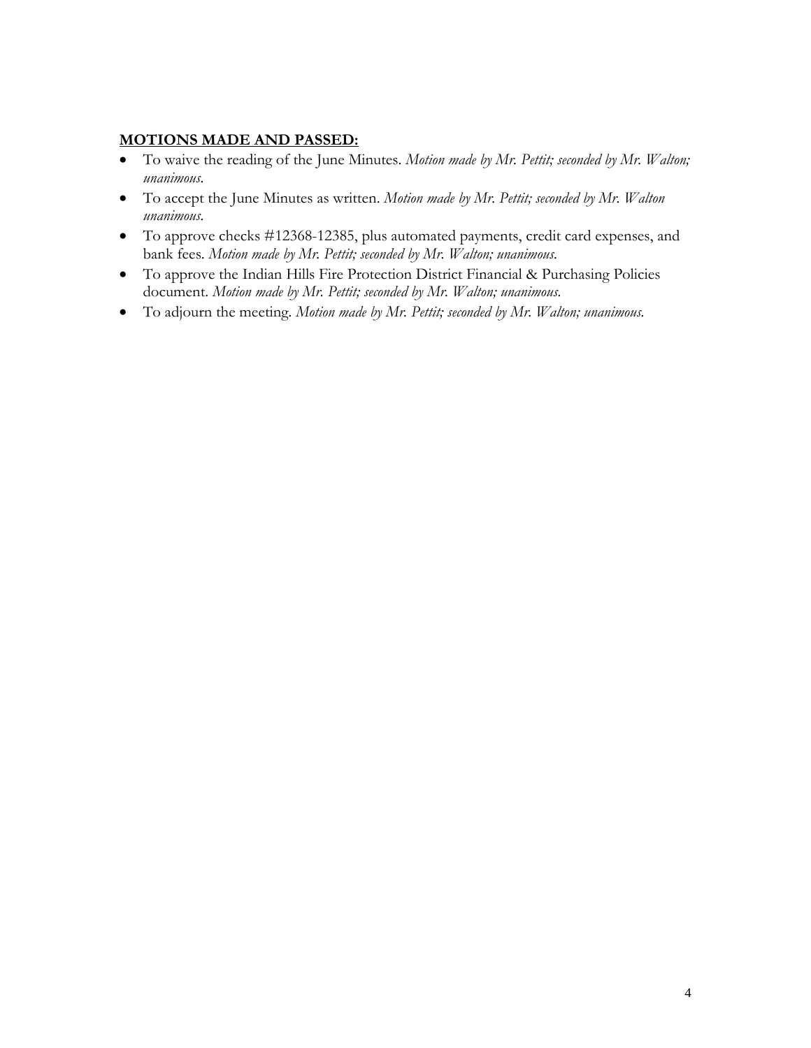**MOTIONS MADE AND PASSED:**

- To waive the reading of the June Minutes. *Motion made by Mr. Pettit; seconded by Mr. Walton; unanimous.*
- To accept the June Minutes as written. *Motion made by Mr. Pettit; seconded by Mr. Walton unanimous.*
- To approve checks #12368-12385, plus automated payments, credit card expenses, and bank fees. *Motion made by Mr. Pettit; seconded by Mr. Walton; unanimous.*
- To approve the Indian Hills Fire Protection District Financial & Purchasing Policies document. *Motion made by Mr. Pettit; seconded by Mr. Walton; unanimous.*
- To adjourn the meeting. *Motion made by Mr. Pettit; seconded by Mr. Walton; unanimous.*